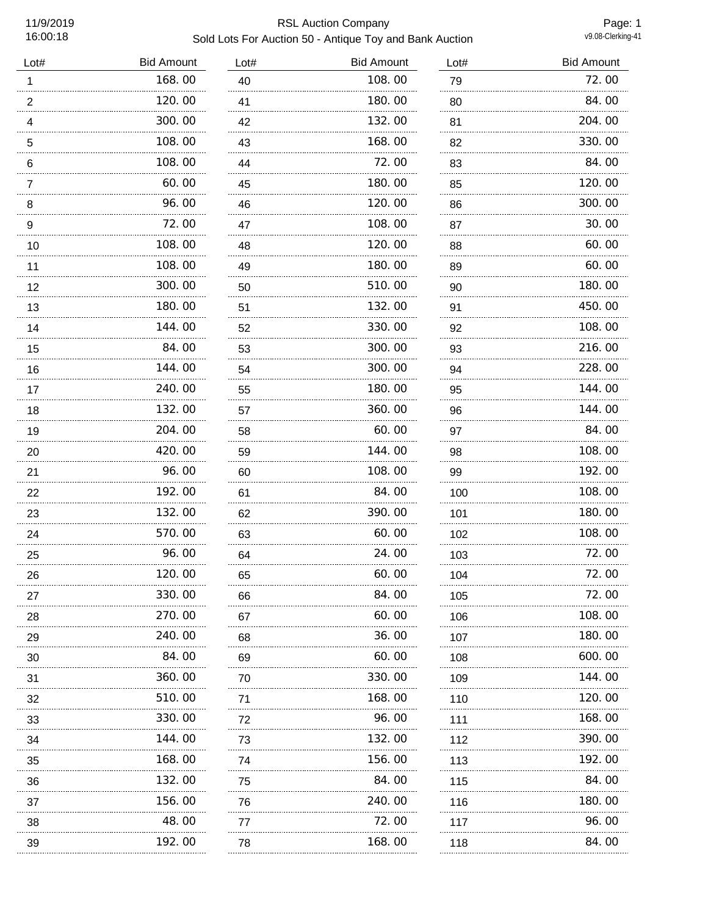# RSL Auction Company

## Sold Lots For Auction 50 - Antique Toy and Bank Auction

11/9/2019 16:00:18

v9.08-Clerking-41

| Lot# | Bid Amount | Lot# | Bid Amount | Lot# | Bid Amount |
|---|---|---|---|---|---|
| 1 | 168.00 | 40 | 108.00 | 79 | 72.00 |
| 2 | 120.00 | 41 | 180.00 | 80 | 84.00 |
| 4 | 300.00 | 42 | 132.00 | 81 | 204.00 |
| 5 | 108.00 | 43 | 168.00 | 82 | 330.00 |
| 6 | 108.00 | 44 | 72.00 | 83 | 84.00 |
| 7 | 60.00 | 45 | 180.00 | 85 | 120.00 |
| 8 | 96.00 | 46 | 120.00 | 86 | 300.00 |
| 9 | 72.00 | 47 | 108.00 | 87 | 30.00 |
| 10 | 108.00 | 48 | 120.00 | 88 | 60.00 |
| 11 | 108.00 | 49 | 180.00 | 89 | 60.00 |
| 12 | 300.00 | 50 | 510.00 | 90 | 180.00 |
| 13 | 180.00 | 51 | 132.00 | 91 | 450.00 |
| 14 | 144.00 | 52 | 330.00 | 92 | 108.00 |
| 15 | 84.00 | 53 | 300.00 | 93 | 216.00 |
| 16 | 144.00 | 54 | 300.00 | 94 | 228.00 |
| 17 | 240.00 | 55 | 180.00 | 95 | 144.00 |
| 18 | 132.00 | 57 | 360.00 | 96 | 144.00 |
| 19 | 204.00 | 58 | 60.00 | 97 | 84.00 |
| 20 | 420.00 | 59 | 144.00 | 98 | 108.00 |
| 21 | 96.00 | 60 | 108.00 | 99 | 192.00 |
| 22 | 192.00 | 61 | 84.00 | 100 | 108.00 |
| 23 | 132.00 | 62 | 390.00 | 101 | 180.00 |
| 24 | 570.00 | 63 | 60.00 | 102 | 108.00 |
| 25 | 96.00 | 64 | 24.00 | 103 | 72.00 |
| 26 | 120.00 | 65 | 60.00 | 104 | 72.00 |
| 27 | 330.00 | 66 | 84.00 | 105 | 72.00 |
| 28 | 270.00 | 67 | 60.00 | 106 | 108.00 |
| 29 | 240.00 | 68 | 36.00 | 107 | 180.00 |
| 30 | 84.00 | 69 | 60.00 | 108 | 600.00 |
| 31 | 360.00 | 70 | 330.00 | 109 | 144.00 |
| 32 | 510.00 | 71 | 168.00 | 110 | 120.00 |
| 33 | 330.00 | 72 | 96.00 | 111 | 168.00 |
| 34 | 144.00 | 73 | 132.00 | 112 | 390.00 |
| 35 | 168.00 | 74 | 156.00 | 113 | 192.00 |
| 36 | 132.00 | 75 | 84.00 | 115 | 84.00 |
| 37 | 156.00 | 76 | 240.00 | 116 | 180.00 |
| 38 | 48.00 | 77 | 72.00 | 117 | 96.00 |
| 39 | 192.00 | 78 | 168.00 | 118 | 84.00 |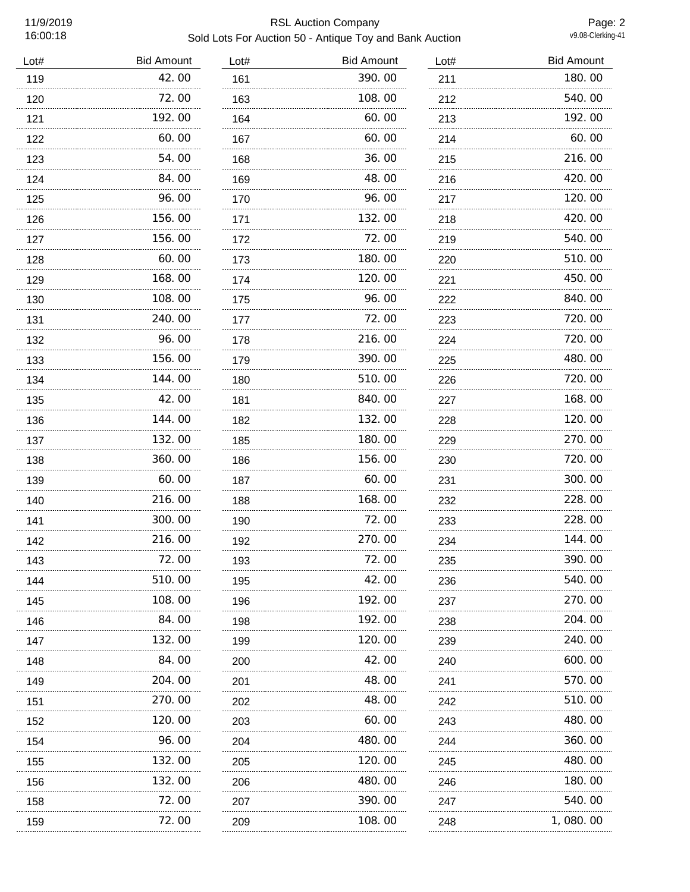| Lot# | Bid Amount | Lot# | Bid Amount | Lot# | Bid Amount |
|---|---|---|---|---|---|
| 119 | 42.00 | 161 | 390.00 | 211 | 180.00 |
| 120 | 72.00 | 163 | 108.00 | 212 | 540.00 |
| 121 | 192.00 | 164 | 60.00 | 213 | 192.00 |
| 122 | 60.00 | 167 | 60.00 | 214 | 60.00 |
| 123 | 54.00 | 168 | 36.00 | 215 | 216.00 |
| 124 | 84.00 | 169 | 48.00 | 216 | 420.00 |
| 125 | 96.00 | 170 | 96.00 | 217 | 120.00 |
| 126 | 156.00 | 171 | 132.00 | 218 | 420.00 |
| 127 | 156.00 | 172 | 72.00 | 219 | 540.00 |
| 128 | 60.00 | 173 | 180.00 | 220 | 510.00 |
| 129 | 168.00 | 174 | 120.00 | 221 | 450.00 |
| 130 | 108.00 | 175 | 96.00 | 222 | 840.00 |
| 131 | 240.00 | 177 | 72.00 | 223 | 720.00 |
| 132 | 96.00 | 178 | 216.00 | 224 | 720.00 |
| 133 | 156.00 | 179 | 390.00 | 225 | 480.00 |
| 134 | 144.00 | 180 | 510.00 | 226 | 720.00 |
| 135 | 42.00 | 181 | 840.00 | 227 | 168.00 |
| 136 | 144.00 | 182 | 132.00 | 228 | 120.00 |
| 137 | 132.00 | 185 | 180.00 | 229 | 270.00 |
| 138 | 360.00 | 186 | 156.00 | 230 | 720.00 |
| 139 | 60.00 | 187 | 60.00 | 231 | 300.00 |
| 140 | 216.00 | 188 | 168.00 | 232 | 228.00 |
| 141 | 300.00 | 190 | 72.00 | 233 | 228.00 |
| 142 | 216.00 | 192 | 270.00 | 234 | 144.00 |
| 143 | 72.00 | 193 | 72.00 | 235 | 390.00 |
| 144 | 510.00 | 195 | 42.00 | 236 | 540.00 |
| 145 | 108.00 | 196 | 192.00 | 237 | 270.00 |
| 146 | 84.00 | 198 | 192.00 | 238 | 204.00 |
| 147 | 132.00 | 199 | 120.00 | 239 | 240.00 |
| 148 | 84.00 | 200 | 42.00 | 240 | 600.00 |
| 149 | 204.00 | 201 | 48.00 | 241 | 570.00 |
| 151 | 270.00 | 202 | 48.00 | 242 | 510.00 |
| 152 | 120.00 | 203 | 60.00 | 243 | 480.00 |
| 154 | 96.00 | 204 | 480.00 | 244 | 360.00 |
| 155 | 132.00 | 205 | 120.00 | 245 | 480.00 |
| 156 | 132.00 | 206 | 480.00 | 246 | 180.00 |
| 158 | 72.00 | 207 | 390.00 | 247 | 540.00 |
| 159 | 72.00 | 209 | 108.00 | 248 | 1,080.00 |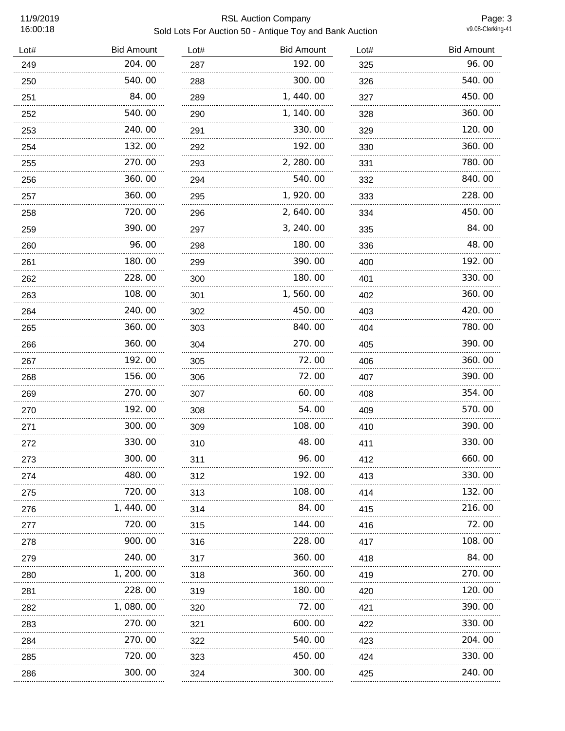# RSL Auction Company

## Sold Lots For Auction 50 - Antique Toy and Bank Auction

11/9/2019 16:00:18

| Lot# | Bid Amount | Lot# | Bid Amount | Lot# | Bid Amount |
|---|---|---|---|---|---|
| 249 | 204.00 | 287 | 192.00 | 325 | 96.00 |
| 250 | 540.00 | 288 | 300.00 | 326 | 540.00 |
| 251 | 84.00 | 289 | 1,440.00 | 327 | 450.00 |
| 252 | 540.00 | 290 | 1,140.00 | 328 | 360.00 |
| 253 | 240.00 | 291 | 330.00 | 329 | 120.00 |
| 254 | 132.00 | 292 | 192.00 | 330 | 360.00 |
| 255 | 270.00 | 293 | 2,280.00 | 331 | 780.00 |
| 256 | 360.00 | 294 | 540.00 | 332 | 840.00 |
| 257 | 360.00 | 295 | 1,920.00 | 333 | 228.00 |
| 258 | 720.00 | 296 | 2,640.00 | 334 | 450.00 |
| 259 | 390.00 | 297 | 3,240.00 | 335 | 84.00 |
| 260 | 96.00 | 298 | 180.00 | 336 | 48.00 |
| 261 | 180.00 | 299 | 390.00 | 400 | 192.00 |
| 262 | 228.00 | 300 | 180.00 | 401 | 330.00 |
| 263 | 108.00 | 301 | 1,560.00 | 402 | 360.00 |
| 264 | 240.00 | 302 | 450.00 | 403 | 420.00 |
| 265 | 360.00 | 303 | 840.00 | 404 | 780.00 |
| 266 | 360.00 | 304 | 270.00 | 405 | 390.00 |
| 267 | 192.00 | 305 | 72.00 | 406 | 360.00 |
| 268 | 156.00 | 306 | 72.00 | 407 | 390.00 |
| 269 | 270.00 | 307 | 60.00 | 408 | 354.00 |
| 270 | 192.00 | 308 | 54.00 | 409 | 570.00 |
| 271 | 300.00 | 309 | 108.00 | 410 | 390.00 |
| 272 | 330.00 | 310 | 48.00 | 411 | 330.00 |
| 273 | 300.00 | 311 | 96.00 | 412 | 660.00 |
| 274 | 480.00 | 312 | 192.00 | 413 | 330.00 |
| 275 | 720.00 | 313 | 108.00 | 414 | 132.00 |
| 276 | 1,440.00 | 314 | 84.00 | 415 | 216.00 |
| 277 | 720.00 | 315 | 144.00 | 416 | 72.00 |
| 278 | 900.00 | 316 | 228.00 | 417 | 108.00 |
| 279 | 240.00 | 317 | 360.00 | 418 | 84.00 |
| 280 | 1,200.00 | 318 | 360.00 | 419 | 270.00 |
| 281 | 228.00 | 319 | 180.00 | 420 | 120.00 |
| 282 | 1,080.00 | 320 | 72.00 | 421 | 390.00 |
| 283 | 270.00 | 321 | 600.00 | 422 | 330.00 |
| 284 | 270.00 | 322 | 540.00 | 423 | 204.00 |
| 285 | 720.00 | 323 | 450.00 | 424 | 330.00 |
| 286 | 300.00 | 324 | 300.00 | 425 | 240.00 |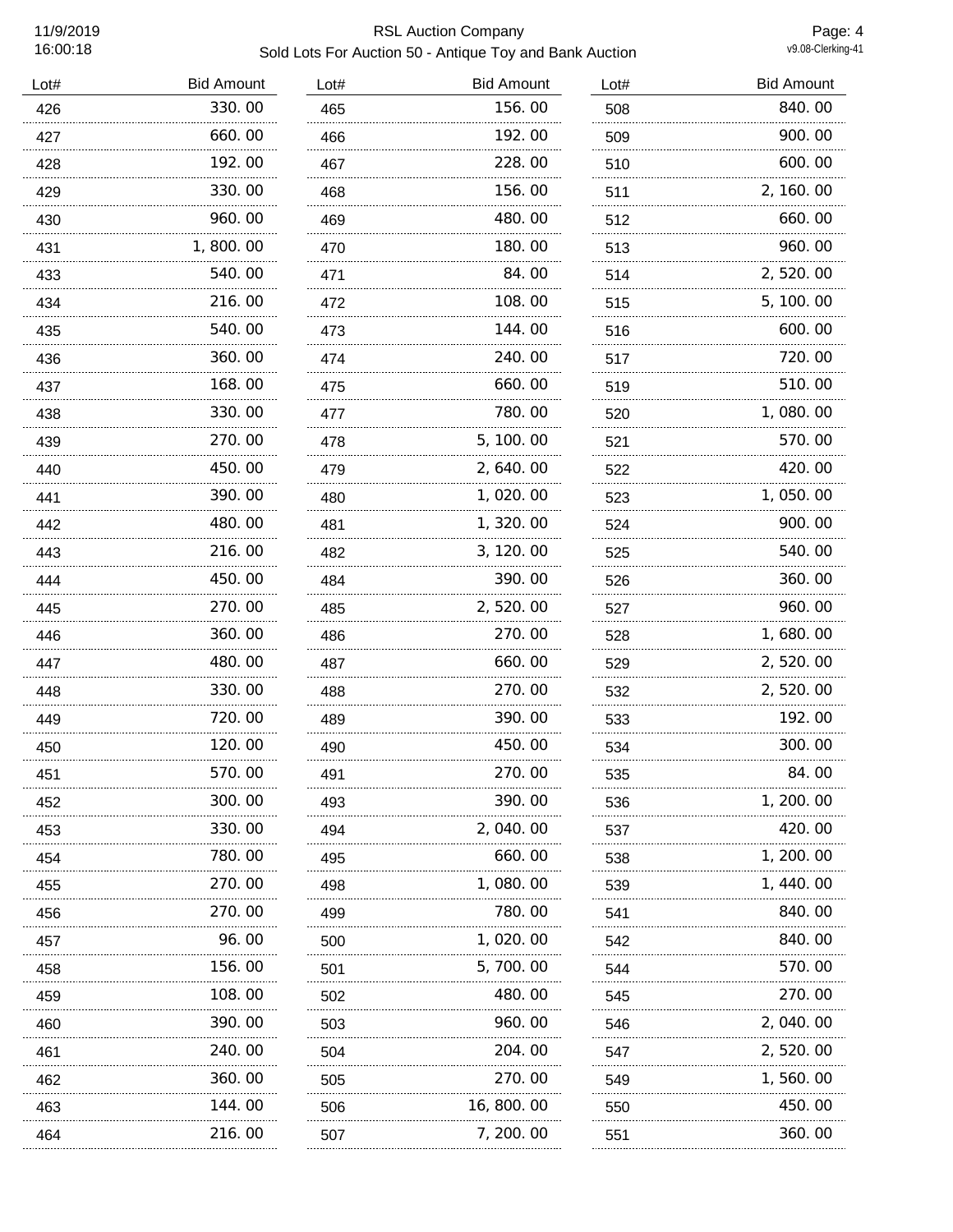| Lot# | Bid Amount | Lot# | Bid Amount | Lot# | Bid Amount |
|---|---|---|---|---|---|
| 426 | 330.00 | 465 | 156.00 | 508 | 840.00 |
| 427 | 660.00 | 466 | 192.00 | 509 | 900.00 |
| 428 | 192.00 | 467 | 228.00 | 510 | 600.00 |
| 429 | 330.00 | 468 | 156.00 | 511 | 2,160.00 |
| 430 | 960.00 | 469 | 480.00 | 512 | 660.00 |
| 431 | 1,800.00 | 470 | 180.00 | 513 | 960.00 |
| 433 | 540.00 | 471 | 84.00 | 514 | 2,520.00 |
| 434 | 216.00 | 472 | 108.00 | 515 | 5,100.00 |
| 435 | 540.00 | 473 | 144.00 | 516 | 600.00 |
| 436 | 360.00 | 474 | 240.00 | 517 | 720.00 |
| 437 | 168.00 | 475 | 660.00 | 519 | 510.00 |
| 438 | 330.00 | 477 | 780.00 | 520 | 1,080.00 |
| 439 | 270.00 | 478 | 5,100.00 | 521 | 570.00 |
| 440 | 450.00 | 479 | 2,640.00 | 522 | 420.00 |
| 441 | 390.00 | 480 | 1,020.00 | 523 | 1,050.00 |
| 442 | 480.00 | 481 | 1,320.00 | 524 | 900.00 |
| 443 | 216.00 | 482 | 3,120.00 | 525 | 540.00 |
| 444 | 450.00 | 484 | 390.00 | 526 | 360.00 |
| 445 | 270.00 | 485 | 2,520.00 | 527 | 960.00 |
| 446 | 360.00 | 486 | 270.00 | 528 | 1,680.00 |
| 447 | 480.00 | 487 | 660.00 | 529 | 2,520.00 |
| 448 | 330.00 | 488 | 270.00 | 532 | 2,520.00 |
| 449 | 720.00 | 489 | 390.00 | 533 | 192.00 |
| 450 | 120.00 | 490 | 450.00 | 534 | 300.00 |
| 451 | 570.00 | 491 | 270.00 | 535 | 84.00 |
| 452 | 300.00 | 493 | 390.00 | 536 | 1,200.00 |
| 453 | 330.00 | 494 | 2,040.00 | 537 | 420.00 |
| 454 | 780.00 | 495 | 660.00 | 538 | 1,200.00 |
| 455 | 270.00 | 498 | 1,080.00 | 539 | 1,440.00 |
| 456 | 270.00 | 499 | 780.00 | 541 | 840.00 |
| 457 | 96.00 | 500 | 1,020.00 | 542 | 840.00 |
| 458 | 156.00 | 501 | 5,700.00 | 544 | 570.00 |
| 459 | 108.00 | 502 | 480.00 | 545 | 270.00 |
| 460 | 390.00 | 503 | 960.00 | 546 | 2,040.00 |
| 461 | 240.00 | 504 | 204.00 | 547 | 2,520.00 |
| 462 | 360.00 | 505 | 270.00 | 549 | 1,560.00 |
| 463 | 144.00 | 506 | 16,800.00 | 550 | 450.00 |
| 464 | 216.00 | 507 | 7,200.00 | 551 | 360.00 |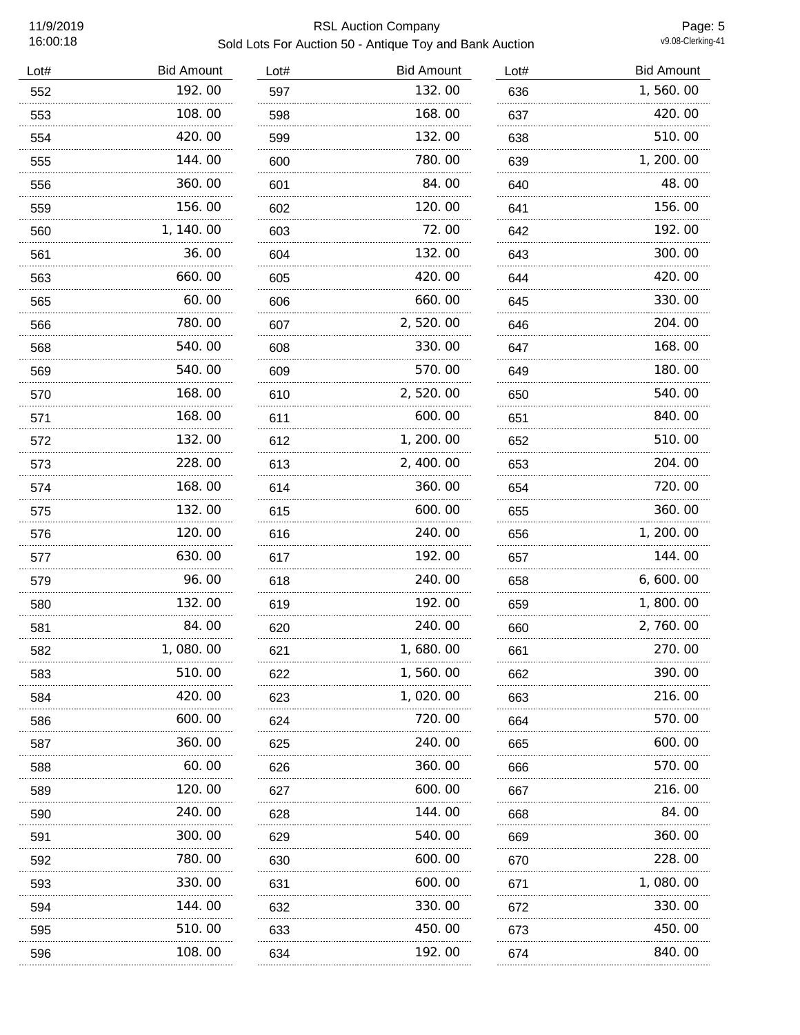| Lot# | Bid Amount | Lot# | Bid Amount | Lot# | Bid Amount |
|---|---|---|---|---|---|
| 552 | 192.00 | 597 | 132.00 | 636 | 1,560.00 |
| 553 | 108.00 | 598 | 168.00 | 637 | 420.00 |
| 554 | 420.00 | 599 | 132.00 | 638 | 510.00 |
| 555 | 144.00 | 600 | 780.00 | 639 | 1,200.00 |
| 556 | 360.00 | 601 | 84.00 | 640 | 48.00 |
| 559 | 156.00 | 602 | 120.00 | 641 | 156.00 |
| 560 | 1,140.00 | 603 | 72.00 | 642 | 192.00 |
| 561 | 36.00 | 604 | 132.00 | 643 | 300.00 |
| 563 | 660.00 | 605 | 420.00 | 644 | 420.00 |
| 565 | 60.00 | 606 | 660.00 | 645 | 330.00 |
| 566 | 780.00 | 607 | 2,520.00 | 646 | 204.00 |
| 568 | 540.00 | 608 | 330.00 | 647 | 168.00 |
| 569 | 540.00 | 609 | 570.00 | 649 | 180.00 |
| 570 | 168.00 | 610 | 2,520.00 | 650 | 540.00 |
| 571 | 168.00 | 611 | 600.00 | 651 | 840.00 |
| 572 | 132.00 | 612 | 1,200.00 | 652 | 510.00 |
| 573 | 228.00 | 613 | 2,400.00 | 653 | 204.00 |
| 574 | 168.00 | 614 | 360.00 | 654 | 720.00 |
| 575 | 132.00 | 615 | 600.00 | 655 | 360.00 |
| 576 | 120.00 | 616 | 240.00 | 656 | 1,200.00 |
| 577 | 630.00 | 617 | 192.00 | 657 | 144.00 |
| 579 | 96.00 | 618 | 240.00 | 658 | 6,600.00 |
| 580 | 132.00 | 619 | 192.00 | 659 | 1,800.00 |
| 581 | 84.00 | 620 | 240.00 | 660 | 2,760.00 |
| 582 | 1,080.00 | 621 | 1,680.00 | 661 | 270.00 |
| 583 | 510.00 | 622 | 1,560.00 | 662 | 390.00 |
| 584 | 420.00 | 623 | 1,020.00 | 663 | 216.00 |
| 586 | 600.00 | 624 | 720.00 | 664 | 570.00 |
| 587 | 360.00 | 625 | 240.00 | 665 | 600.00 |
| 588 | 60.00 | 626 | 360.00 | 666 | 570.00 |
| 589 | 120.00 | 627 | 600.00 | 667 | 216.00 |
| 590 | 240.00 | 628 | 144.00 | 668 | 84.00 |
| 591 | 300.00 | 629 | 540.00 | 669 | 360.00 |
| 592 | 780.00 | 630 | 600.00 | 670 | 228.00 |
| 593 | 330.00 | 631 | 600.00 | 671 | 1,080.00 |
| 594 | 144.00 | 632 | 330.00 | 672 | 330.00 |
| 595 | 510.00 | 633 | 450.00 | 673 | 450.00 |
| 596 | 108.00 | 634 | 192.00 | 674 | 840.00 |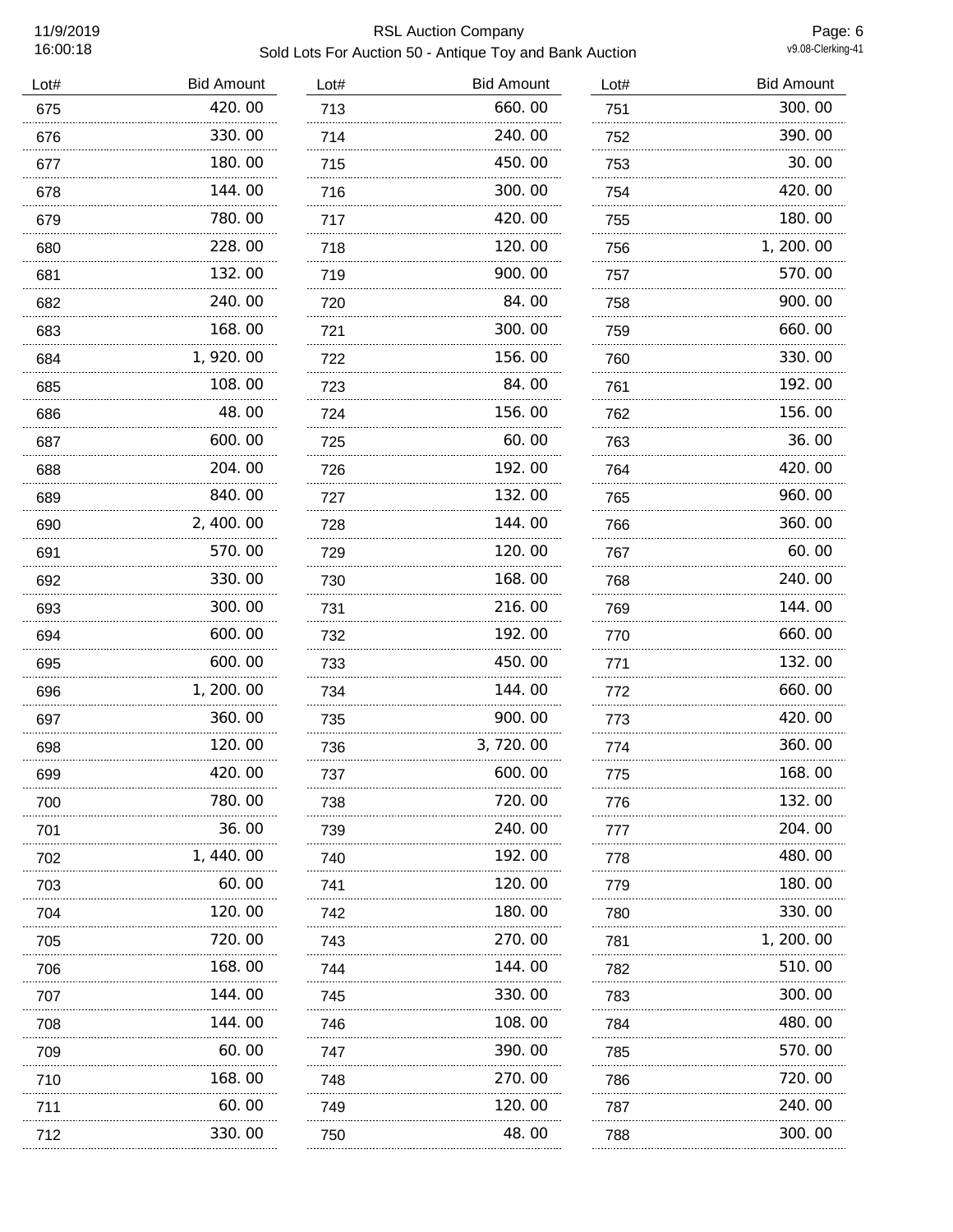RSL Auction Company

Sold Lots For Auction 50 - Antique Toy and Bank Auction

| Lot# | Bid Amount | Lot# | Bid Amount | Lot# | Bid Amount |
|---|---|---|---|---|---|
| 675 | 420.00 | 713 | 660.00 | 751 | 300.00 |
| 676 | 330.00 | 714 | 240.00 | 752 | 390.00 |
| 677 | 180.00 | 715 | 450.00 | 753 | 30.00 |
| 678 | 144.00 | 716 | 300.00 | 754 | 420.00 |
| 679 | 780.00 | 717 | 420.00 | 755 | 180.00 |
| 680 | 228.00 | 718 | 120.00 | 756 | 1,200.00 |
| 681 | 132.00 | 719 | 900.00 | 757 | 570.00 |
| 682 | 240.00 | 720 | 84.00 | 758 | 900.00 |
| 683 | 168.00 | 721 | 300.00 | 759 | 660.00 |
| 684 | 1,920.00 | 722 | 156.00 | 760 | 330.00 |
| 685 | 108.00 | 723 | 84.00 | 761 | 192.00 |
| 686 | 48.00 | 724 | 156.00 | 762 | 156.00 |
| 687 | 600.00 | 725 | 60.00 | 763 | 36.00 |
| 688 | 204.00 | 726 | 192.00 | 764 | 420.00 |
| 689 | 840.00 | 727 | 132.00 | 765 | 960.00 |
| 690 | 2,400.00 | 728 | 144.00 | 766 | 360.00 |
| 691 | 570.00 | 729 | 120.00 | 767 | 60.00 |
| 692 | 330.00 | 730 | 168.00 | 768 | 240.00 |
| 693 | 300.00 | 731 | 216.00 | 769 | 144.00 |
| 694 | 600.00 | 732 | 192.00 | 770 | 660.00 |
| 695 | 600.00 | 733 | 450.00 | 771 | 132.00 |
| 696 | 1,200.00 | 734 | 144.00 | 772 | 660.00 |
| 697 | 360.00 | 735 | 900.00 | 773 | 420.00 |
| 698 | 120.00 | 736 | 3,720.00 | 774 | 360.00 |
| 699 | 420.00 | 737 | 600.00 | 775 | 168.00 |
| 700 | 780.00 | 738 | 720.00 | 776 | 132.00 |
| 701 | 36.00 | 739 | 240.00 | 777 | 204.00 |
| 702 | 1,440.00 | 740 | 192.00 | 778 | 480.00 |
| 703 | 60.00 | 741 | 120.00 | 779 | 180.00 |
| 704 | 120.00 | 742 | 180.00 | 780 | 330.00 |
| 705 | 720.00 | 743 | 270.00 | 781 | 1,200.00 |
| 706 | 168.00 | 744 | 144.00 | 782 | 510.00 |
| 707 | 144.00 | 745 | 330.00 | 783 | 300.00 |
| 708 | 144.00 | 746 | 108.00 | 784 | 480.00 |
| 709 | 60.00 | 747 | 390.00 | 785 | 570.00 |
| 710 | 168.00 | 748 | 270.00 | 786 | 720.00 |
| 711 | 60.00 | 749 | 120.00 | 787 | 240.00 |
| 712 | 330.00 | 750 | 48.00 | 788 | 300.00 |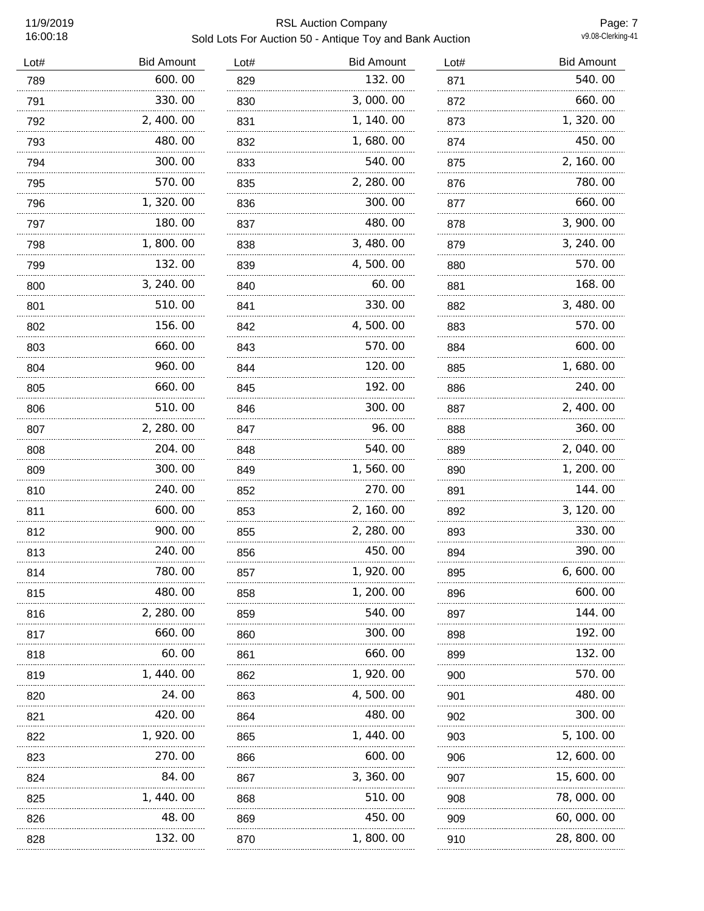| Lot# | Bid Amount | Lot# | Bid Amount | Lot# | Bid Amount |
|---|---|---|---|---|---|
| 789 | 600.00 | 829 | 132.00 | 871 | 540.00 |
| 791 | 330.00 | 830 | 3,000.00 | 872 | 660.00 |
| 792 | 2,400.00 | 831 | 1,140.00 | 873 | 1,320.00 |
| 793 | 480.00 | 832 | 1,680.00 | 874 | 450.00 |
| 794 | 300.00 | 833 | 540.00 | 875 | 2,160.00 |
| 795 | 570.00 | 835 | 2,280.00 | 876 | 780.00 |
| 796 | 1,320.00 | 836 | 300.00 | 877 | 660.00 |
| 797 | 180.00 | 837 | 480.00 | 878 | 3,900.00 |
| 798 | 1,800.00 | 838 | 3,480.00 | 879 | 3,240.00 |
| 799 | 132.00 | 839 | 4,500.00 | 880 | 570.00 |
| 800 | 3,240.00 | 840 | 60.00 | 881 | 168.00 |
| 801 | 510.00 | 841 | 330.00 | 882 | 3,480.00 |
| 802 | 156.00 | 842 | 4,500.00 | 883 | 570.00 |
| 803 | 660.00 | 843 | 570.00 | 884 | 600.00 |
| 804 | 960.00 | 844 | 120.00 | 885 | 1,680.00 |
| 805 | 660.00 | 845 | 192.00 | 886 | 240.00 |
| 806 | 510.00 | 846 | 300.00 | 887 | 2,400.00 |
| 807 | 2,280.00 | 847 | 96.00 | 888 | 360.00 |
| 808 | 204.00 | 848 | 540.00 | 889 | 2,040.00 |
| 809 | 300.00 | 849 | 1,560.00 | 890 | 1,200.00 |
| 810 | 240.00 | 852 | 270.00 | 891 | 144.00 |
| 811 | 600.00 | 853 | 2,160.00 | 892 | 3,120.00 |
| 812 | 900.00 | 855 | 2,280.00 | 893 | 330.00 |
| 813 | 240.00 | 856 | 450.00 | 894 | 390.00 |
| 814 | 780.00 | 857 | 1,920.00 | 895 | 6,600.00 |
| 815 | 480.00 | 858 | 1,200.00 | 896 | 600.00 |
| 816 | 2,280.00 | 859 | 540.00 | 897 | 144.00 |
| 817 | 660.00 | 860 | 300.00 | 898 | 192.00 |
| 818 | 60.00 | 861 | 660.00 | 899 | 132.00 |
| 819 | 1,440.00 | 862 | 1,920.00 | 900 | 570.00 |
| 820 | 24.00 | 863 | 4,500.00 | 901 | 480.00 |
| 821 | 420.00 | 864 | 480.00 | 902 | 300.00 |
| 822 | 1,920.00 | 865 | 1,440.00 | 903 | 5,100.00 |
| 823 | 270.00 | 866 | 600.00 | 906 | 12,600.00 |
| 824 | 84.00 | 867 | 3,360.00 | 907 | 15,600.00 |
| 825 | 1,440.00 | 868 | 510.00 | 908 | 78,000.00 |
| 826 | 48.00 | 869 | 450.00 | 909 | 60,000.00 |
| 828 | 132.00 | 870 | 1,800.00 | 910 | 28,800.00 |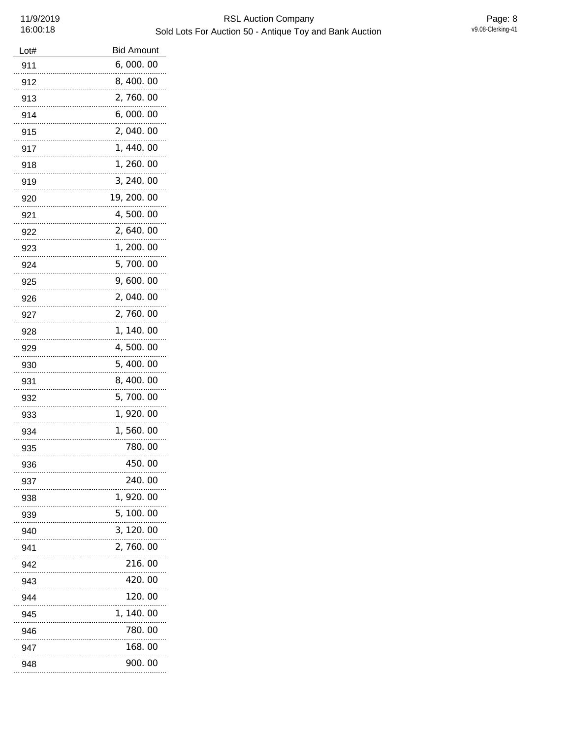| Lot# | Bid Amount |
|---|---|
| 911 | 6, 000. 00 |
| 912 | 8, 400. 00 |
| 913 | 2, 760. 00 |
| 914 | 6, 000. 00 |
| 915 | 2, 040. 00 |
| 917 | 1, 440. 00 |
| 918 | 1, 260. 00 |
| 919 | 3, 240. 00 |
| 920 | 19, 200. 00 |
| 921 | 4, 500. 00 |
| 922 | 2, 640. 00 |
| 923 | 1, 200. 00 |
| 924 | 5, 700. 00 |
| 925 | 9, 600. 00 |
| 926 | 2, 040. 00 |
| 927 | 2, 760. 00 |
| 928 | 1, 140. 00 |
| 929 | 4, 500. 00 |
| 930 | 5, 400. 00 |
| 931 | 8, 400. 00 |
| 932 | 5, 700. 00 |
| 933 | 1, 920. 00 |
| 934 | 1, 560. 00 |
| 935 | 780. 00 |
| 936 | 450. 00 |
| 937 | 240. 00 |
| 938 | 1, 920. 00 |
| 939 | 5, 100. 00 |
| 940 | 3, 120. 00 |
| 941 | 2, 760. 00 |
| 942 | 216. 00 |
| 943 | 420. 00 |
| 944 | 120. 00 |
| 945 | 1, 140. 00 |
| 946 | 780. 00 |
| 947 | 168. 00 |
| 948 | 900. 00 |